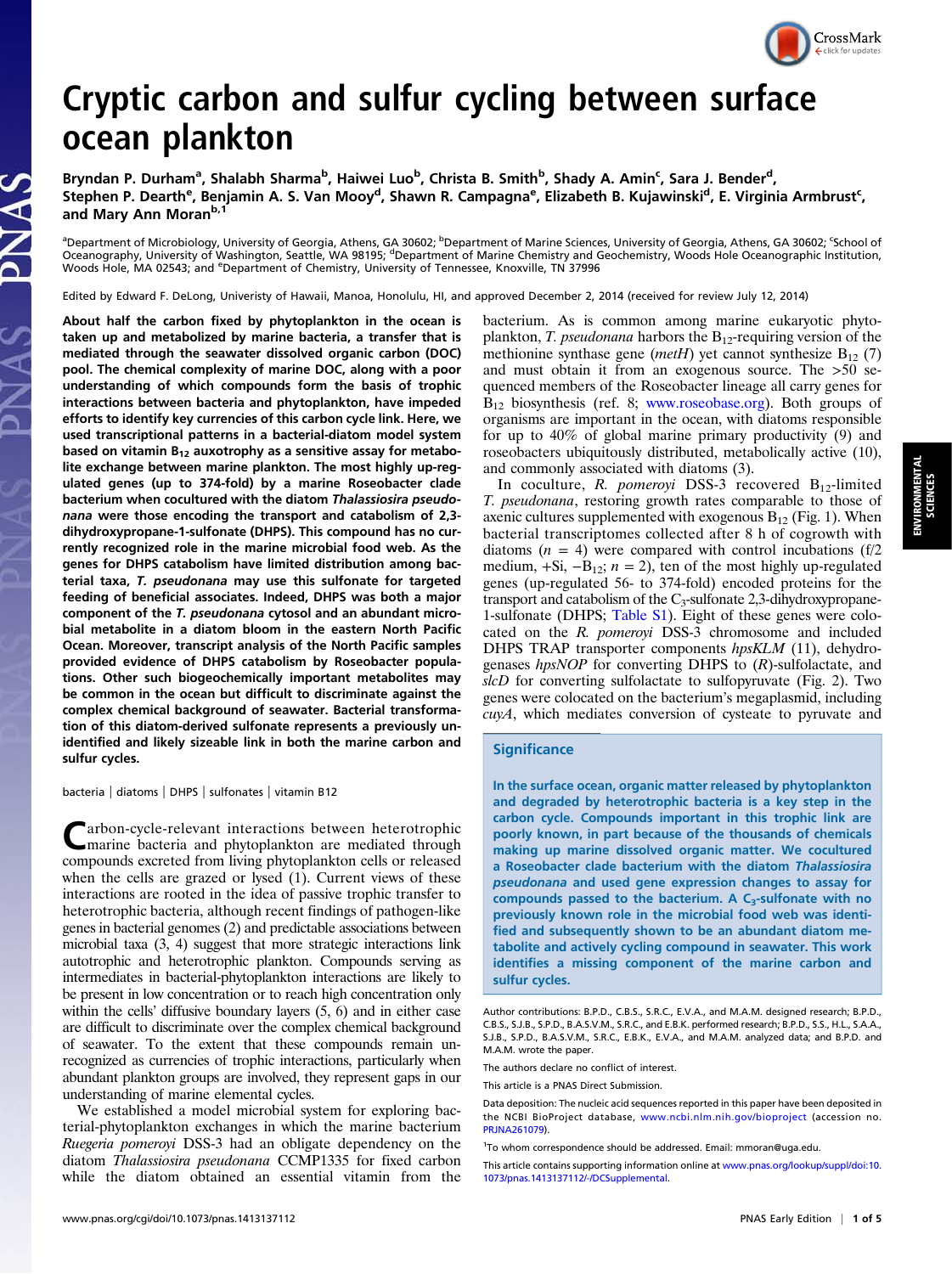# Cryptic carbon and sulfur cycling between surface ocean plankton

Bryndan P. Durham[a], Shalabh Sharma[b], Haiwei Luo[b], Christa B. Smith[b], Shady A. Amin[c], Sara J. Bender[d], Stephen P. Dearth[e], Benjamin A. S. Van Mooy[d], Shawn R. Campagna[e], Elizabeth B. Kujawinski[d], E. Virginia Armbrust[c], and Mary Ann Moran[b,1]

[a]Department of Microbiology, University of Georgia, Athens, GA 30602; [b]Department of Marine Sciences, University of Georgia, Athens, GA 30602; [c]School of Oceanography, University of Washington, Seattle, WA 98195; [d]Department of Marine Chemistry and Geochemistry, Woods Hole Oceanographic Institution, Woods Hole, MA 02543; and [e]Department of Chemistry, University of Tennessee, Knoxville, TN 37996

Edited by Edward F. DeLong, Univeristy of Hawaii, Manoa, Honolulu, HI, and approved December 2, 2014 (received for review July 12, 2014)

**About half the carbon fixed by phytoplankton in the ocean is taken up and metabolized by marine bacteria, a transfer that is mediated through the seawater dissolved organic carbon (DOC) pool. The chemical complexity of marine DOC, along with a poor understanding of which compounds form the basis of trophic interactions between bacteria and phytoplankton, have impeded efforts to identify key currencies of this carbon cycle link. Here, we used transcriptional patterns in a bacterial-diatom model system based on vitamin $B_{12}$ auxotrophy as a sensitive assay for metabolite exchange between marine plankton. The most highly up-regulated genes (up to 374-fold) by a marine Roseobacter clade bacterium when cocultured with the diatom *Thalassiosira pseudonana* were those encoding the transport and catabolism of 2,3-dihydroxypropane-1-sulfonate (DHPS). This compound has no currently recognized role in the marine microbial food web. As the genes for DHPS catabolism have limited distribution among bacterial taxa, *T. pseudonana* may use this sulfonate for targeted feeding of beneficial associates. Indeed, DHPS was both a major component of the *T. pseudonana* cytosol and an abundant microbial metabolite in a diatom bloom in the eastern North Pacific Ocean. Moreover, transcript analysis of the North Pacific samples provided evidence of DHPS catabolism by Roseobacter populations. Other such biogeochemically important metabolites may be common in the ocean but difficult to discriminate against the complex chemical background of seawater. Bacterial transformation of this diatom-derived sulfonate represents a previously unidentified and likely sizeable link in both the marine carbon and sulfur cycles.**

bacteria | diatoms | DHPS | sulfonates | vitamin B12

## Significance

**In the surface ocean, organic matter released by phytoplankton and degraded by heterotrophic bacteria is a key step in the carbon cycle. Compounds important in this trophic link are poorly known, in part because of the thousands of chemicals making up marine dissolved organic matter. We cocultured a Roseobacter clade bacterium with the diatom *Thalassiosira pseudonana* and used gene expression changes to assay for compounds passed to the bacterium. A $C_3$-sulfonate with no previously known role in the microbial food web was identified and subsequently shown to be an abundant diatom metabolite and actively cycling compound in seawater. This work identifies a missing component of the marine carbon and sulfur cycles.**

Carbon-cycle-relevant interactions between heterotrophic marine bacteria and phytoplankton are mediated through compounds excreted from living phytoplankton cells or released when the cells are grazed or lysed (1). Current views of these interactions are rooted in the idea of passive trophic transfer to heterotrophic bacteria, although recent findings of pathogen-like genes in bacterial genomes (2) and predictable associations between microbial taxa (3, 4) suggest that more strategic interactions link autotrophic and heterotrophic plankton. Compounds serving as intermediates in bacterial-phytoplankton interactions are likely to be present in low concentration or to reach high concentration only within the cells' diffusive boundary layers (5, 6) and in either case are difficult to discriminate over the complex chemical background of seawater. To the extent that these compounds remain unrecognized as currencies of trophic interactions, particularly when abundant plankton groups are involved, they represent gaps in our understanding of marine elemental cycles.

We established a model microbial system for exploring bacterial-phytoplankton exchanges in which the marine bacterium *Ruegeria pomeroyi* DSS-3 had an obligate dependency on the diatom *Thalassiosira pseudonana* CCMP1335 for fixed carbon while the diatom obtained an essential vitamin from the bacterium. As is common among marine eukaryotic phytoplankton, *T. pseudonana* harbors the $B_{12}$-requiring version of the methionine synthase gene (*metH*) yet cannot synthesize $B_{12}$ (7) and must obtain it from an exogenous source. The >50 sequenced members of the Roseobacter lineage all carry genes for $B_{12}$ biosynthesis (ref. 8; www.roseobase.org). Both groups of organisms are important in the ocean, with diatoms responsible for up to 40% of global marine primary productivity (9) and roseobacters ubiquitously distributed, metabolically active (10), and commonly associated with diatoms (3).

In coculture, *R. pomeroyi* DSS-3 recovered $B_{12}$-limited *T. pseudonana*, restoring growth rates comparable to those of axenic cultures supplemented with exogenous $B_{12}$ (Fig. 1). When bacterial transcriptomes collected after 8 h of cogrowth with diatoms ($n = 4$) were compared with control incubations (f/2 medium, +Si, $-B_{12}$; $n = 2$), ten of the most highly up-regulated genes (up-regulated 56- to 374-fold) encoded proteins for the transport and catabolism of the $C_3$-sulfonate 2,3-dihydroxypropane-1-sulfonate (DHPS; Table S1). Eight of these genes were colocated on the *R. pomeroyi* DSS-3 chromosome and included DHPS TRAP transporter components *hpsKLM* (11), dehydrogenases *hpsNOP* for converting DHPS to (*R*)-sulfolactate, and *slcD* for converting sulfolactate to sulfopyruvate (Fig. 2). Two genes were colocated on the bacterium's megaplasmid, including *cuyA*, which mediates conversion of cysteate to pyruvate and

Author contributions: B.P.D., C.B.S., S.R.C., E.V.A., and M.A.M. designed research; B.P.D., C.B.S., S.J.B., S.P.D., B.A.S.V.M., S.R.C., and E.B.K. performed research; B.P.D., S.S., H.L., S.A.A., S.J.B., S.P.D., B.A.S.V.M., S.R.C., E.B.K., E.V.A., and M.A.M. analyzed data; and B.P.D. and M.A.M. wrote the paper.

The authors declare no conflict of interest.

This article is a PNAS Direct Submission.

Data deposition: The nucleic acid sequences reported in this paper have been deposited in the NCBI BioProject database, www.ncbi.nlm.nih.gov/bioproject (accession no. PRJNA261079).

[1]To whom correspondence should be addressed. Email: mmoran@uga.edu.

This article contains supporting information online at www.pnas.org/lookup/suppl/doi:10.1073/pnas.1413137112/-/DCSupplemental.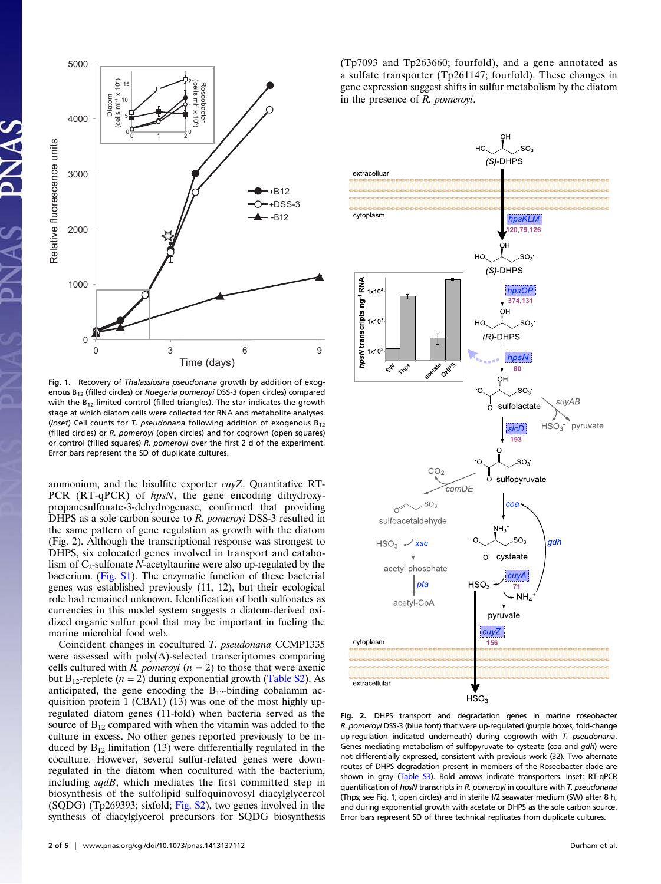Fig. 1. Recovery of *Thalassiosira pseudonana* growth by addition of exogenous $B_{12}$ (filled circles) or *Ruegeria pomeroyi* DSS-3 (open circles) compared with the $B_{12}$-limited control (filled triangles). The star indicates the growth stage at which diatom cells were collected for RNA and metabolite analyses. (*Inset*) Cell counts for *T. pseudonana* following addition of exogenous $B_{12}$ (filled circles) or *R. pomeroyi* (open circles) and for cogrown (open squares) or control (filled squares) *R. pomeroyi* over the first 2 d of the experiment. Error bars represent the SD of duplicate cultures.

ammonium, and the bisulfite exporter *cuyZ*. Quantitative RT-PCR (RT-qPCR) of *hpsN*, the gene encoding dihydroxypropanesulfonate-3-dehydrogenase, confirmed that providing DHPS as a sole carbon source to *R. pomeroyi* DSS-3 resulted in the same pattern of gene regulation as growth with the diatom (Fig. 2). Although the transcriptional response was strongest to DHPS, six colocated genes involved in transport and catabolism of $C_2$-sulfonate *N*-acetyltaurine were also up-regulated by the bacterium. (Fig. S1). The enzymatic function of these bacterial genes was established previously (11, 12), but their ecological role had remained unknown. Identification of both sulfonates as currencies in this model system suggests a diatom-derived oxidized organic sulfur pool that may be important in fueling the marine microbial food web.

Coincident changes in cocultured *T. pseudonana* CCMP1335 were assessed with poly(A)-selected transcriptomes comparing cells cultured with *R. pomeroyi* ($n = 2$) to those that were axenic but $B_{12}$-replete ($n = 2$) during exponential growth (Table S2). As anticipated, the gene encoding the $B_{12}$-binding cobalamin acquisition protein 1 (CBA1) (13) was one of the most highly up-regulated diatom genes (11-fold) when bacteria served as the source of $B_{12}$ compared with when the vitamin was added to the culture in excess. No other genes reported previously to be induced by $B_{12}$ limitation (13) were differentially regulated in the coculture. However, several sulfur-related genes were down-regulated in the diatom when cocultured with the bacterium, including *sqdB*, which mediates the first committed step in biosynthesis of the sulfolipid sulfoquinovosyl diacylglycerol (SQDG) (Tp269393; sixfold; Fig. S2), two genes involved in the synthesis of diacylglycerol precursors for SQDG biosynthesis (Tp7093 and Tp263660; fourfold), and a gene annotated as a sulfate transporter (Tp261147; fourfold). These changes in gene expression suggest shifts in sulfur metabolism by the diatom in the presence of *R. pomeroyi*.

Fig. 2. DHPS transport and degradation genes in marine roseobacter *R. pomeroyi* DSS-3 (blue font) that were up-regulated (purple boxes, fold-change up-regulation indicated underneath) during cogrowth with *T. pseudonana*. Genes mediating metabolism of sulfopyruvate to cysteate (*coa* and *gdh*) were not differentially expressed, consistent with previous work (32). Two alternate routes of DHPS degradation present in members of the Roseobacter clade are shown in gray (Table S3). Bold arrows indicate transporters. Inset: RT-qPCR quantification of *hpsN* transcripts in *R. pomeroyi* in coculture with *T. pseudonana* (Thps; see Fig. 1, open circles) and in sterile f/2 seawater medium (SW) after 8 h, and during exponential growth with acetate or DHPS as the sole carbon source. Error bars represent SD of three technical replicates from duplicate cultures.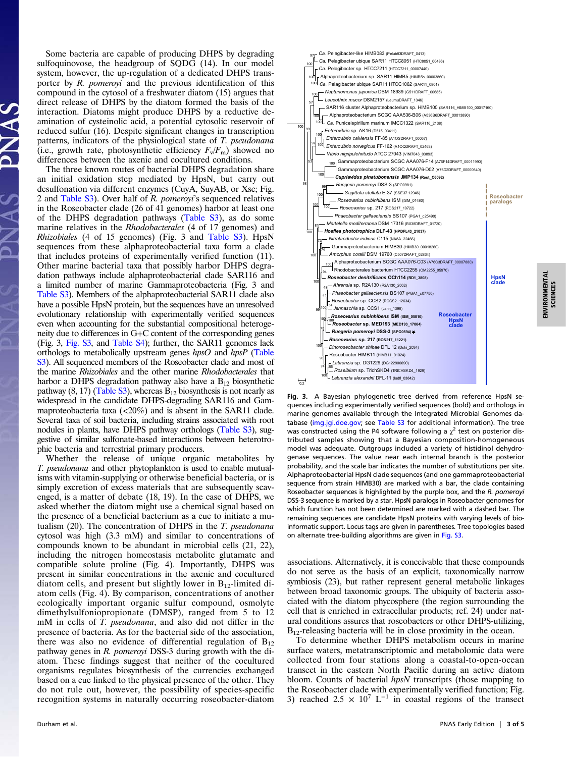Some bacteria are capable of producing DHPS by degrading sulfoquinovose, the headgroup of SQDG (14). In our model system, however, the up-regulation of a dedicated DHPS transporter by *R. pomeroyi* and the previous identification of this compound in the cytosol of a freshwater diatom (15) argues that direct release of DHPS by the diatom formed the basis of the interaction. Diatoms might produce DHPS by a reductive deamination of cysteinolic acid, a potential cytosolic reservoir of reduced sulfur (16). Despite significant changes in transcription patterns, indicators of the physiological state of *T. pseudonana* (i.e., growth rate, photosynthetic efficiency $F_v/F_m$) showed no differences between the axenic and cocultured conditions.

The three known routes of bacterial DHPS degradation share an initial oxidation step mediated by HpsN, but carry out desulfonation via different enzymes (CuyA, SuyAB, or Xsc; Fig. 2 and Table S3). Over half of *R. pomeroyi*'s sequenced relatives in the Roseobacter clade (26 of 41 genomes) harbor at least one of the DHPS degradation pathways (Table S3), as do some marine relatives in the *Rhodobacterales* (4 of 17 genomes) and *Rhizobiales* (4 of 15 genomes) (Fig. 3 and Table S3). HpsN sequences from these alphaproteobacterial taxa form a clade that includes proteins of experimentally verified function (11). Other marine bacterial taxa that possibly harbor DHPS degradation pathways include alphaproteobacterial clade SAR116 and a limited number of marine Gammaproteobacteria (Fig. 3 and Table S3). Members of the alphaproteobacterial SAR11 clade also have a possible HpsN protein, but the sequences have an unresolved evolutionary relationship with experimentally verified sequences even when accounting for the substantial compositional heterogeneity due to differences in G+C content of the corresponding genes (Fig. 3, Fig. S3, and Table S4); further, the SAR11 genomes lack orthologs to metabolically upstream genes *hpsO* and *hpsP* (Table S3). All sequenced members of the Roseobacter clade and most of the marine *Rhizobiales* and the other marine *Rhodobacterales* that harbor a DHPS degradation pathway also have a $B_{12}$ biosynthetic pathway (8, 17) (Table S3), whereas $B_{12}$ biosynthesis is not nearly as widespread in the candidate DHPS-degrading SAR116 and Gammaproteobacteria taxa (<20%) and is absent in the SAR11 clade. Several taxa of soil bacteria, including strains associated with root nodules in plants, have DHPS pathway orthologs (Table S3), suggestive of similar sulfonate-based interactions between heterotrophic bacteria and terrestrial primary producers.

Whether the release of unique organic metabolites by *T. pseudonana* and other phytoplankton is used to enable mutualisms with vitamin-supplying or otherwise beneficial bacteria, or is simply excretion of excess materials that are subsequently scavenged, is a matter of debate (18, 19). In the case of DHPS, we asked whether the diatom might use a chemical signal based on the presence of a beneficial bacterium as a cue to initiate a mutualism (20). The concentration of DHPS in the *T. pseudonana* cytosol was high (3.3 mM) and similar to concentrations of compounds known to be abundant in microbial cells (21, 22), including the nitrogen homeostasis metabolite glutamate and compatible solute proline (Fig. 4). Importantly, DHPS was present in similar concentrations in the axenic and cocultured diatom cells, and present but slightly lower in $B_{12}$-limited diatom cells (Fig. 4). By comparison, concentrations of another ecologically important organic sulfur compound, osmolyte dimethylsulfoniopropionate (DMSP), ranged from 5 to 12 mM in cells of *T. pseudonana*, and also did not differ in the presence of bacteria. As for the bacterial side of the association, there was also no evidence of differential regulation of $B_{12}$ pathway genes in *R. pomeroyi* DSS-3 during growth with the diatom. These findings suggest that neither of the cocultured organisms regulates biosynthesis of the currencies exchanged based on a cue linked to the physical presence of the other. They do not rule out, however, the possibility of species-specific recognition systems in naturally occurring roseobacter-diatom associations. Alternatively, it is conceivable that these compounds do not serve as the basis of an explicit, taxonomically narrow symbiosis (23), but rather represent general metabolic linkages between broad taxonomic groups. The ubiquity of bacteria associated with the diatom phycosphere (the region surrounding the cell that is enriched in extracellular products; ref. 24) under natural conditions assures that roseobacters or other DHPS-utilizing, $B_{12}$-releasing bacteria will be in close proximity in the ocean.

To determine whether DHPS metabolism occurs in marine surface waters, metatranscriptomic and metabolomic data were collected from four stations along a coastal-to-open-ocean transect in the eastern North Pacific during an active diatom bloom. Counts of bacterial *hpsN* transcripts (those mapping to the Roseobacter clade with experimentally verified function; Fig. 3) reached $2.5 \times 10^7$ $L^{-1}$ in coastal regions of the transect

**Fig. 3.** A Bayesian phylogenetic tree derived from reference HpsN sequences including experimentally verified sequences (bold) and orthologs in marine genomes available through the Integrated Microbial Genomes database (img.jgi.doe.gov; see Table S3 for additional information). The tree was constructed using the P4 software following a $\chi^2$ test on posterior distributed samples showing that a Bayesian composition-homogeneous model was adequate. Outgroups included a variety of histidinol dehydrogenase sequences. The value near each internal branch is the posterior probability, and the scale bar indicates the number of substitutions per site. Alphaproteobacterial HpsN clade sequences (and one gammaproteobacterial sequence from strain HIMB30) are marked with a bar, the clade containing Roseobacter sequences is highlighted by the purple box, and the *R. pomeroyi* DSS-3 sequence is marked by a star. HpsN paralogs in Roseobacter genomes for which function has not been determined are marked with a dashed bar. The remaining sequences are candidate HpsN proteins with varying levels of bioinformatic support. Locus tags are given in parentheses. Tree topologies based on alternate tree-building algorithms are given in Fig. S3.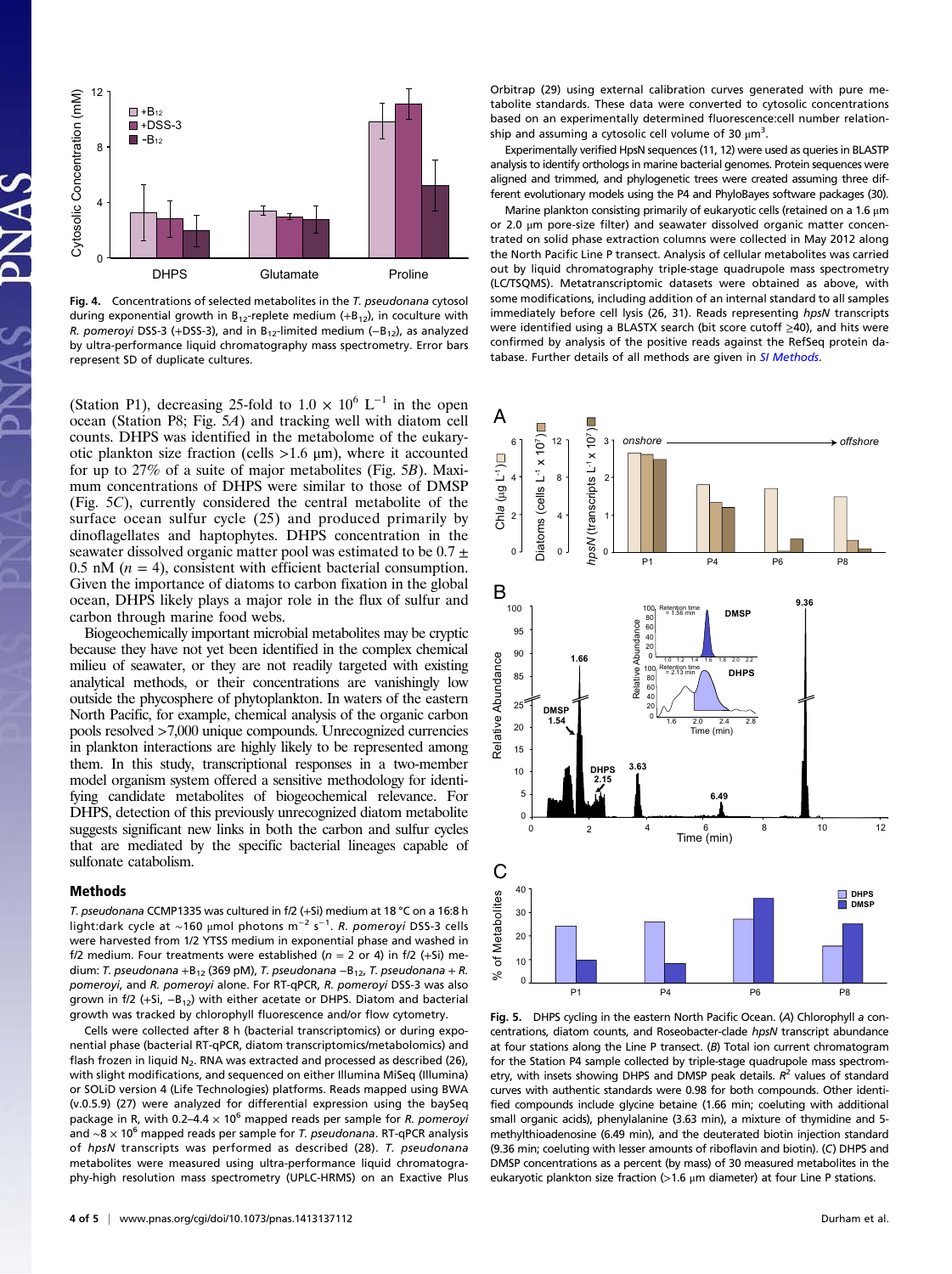Fig. 4. Concentrations of selected metabolites in the *T. pseudonana* cytosol during exponential growth in $B_{12}$-replete medium ($+B_{12}$), in coculture with *R. pomeroyi* DSS-3 (+DSS-3), and in $B_{12}$-limited medium ($-B_{12}$), as analyzed by ultra-performance liquid chromatography mass spectrometry. Error bars represent SD of duplicate cultures.

(Station P1), decreasing 25-fold to $1.0 \times 10^6$ $L^{-1}$ in the open ocean (Station P8; Fig. 5*A*) and tracking well with diatom cell counts. DHPS was identified in the metabolome of the eukaryotic plankton size fraction (cells >1.6 µm), where it accounted for up to 27% of a suite of major metabolites (Fig. 5*B*). Maximum concentrations of DHPS were similar to those of DMSP (Fig. 5*C*), currently considered the central metabolite of the surface ocean sulfur cycle (25) and produced primarily by dinoflagellates and haptophytes. DHPS concentration in the seawater dissolved organic matter pool was estimated to be 0.7 ± 0.5 nM ($n$ = 4), consistent with efficient bacterial consumption. Given the importance of diatoms to carbon fixation in the global ocean, DHPS likely plays a major role in the flux of sulfur and carbon through marine food webs.

Biogeochemically important microbial metabolites may be cryptic because they have not yet been identified in the complex chemical milieu of seawater, or they are not readily targeted with existing analytical methods, or their concentrations are vanishingly low outside the phycosphere of phytoplankton. In waters of the eastern North Pacific, for example, chemical analysis of the organic carbon pools resolved >7,000 unique compounds. Unrecognized currencies in plankton interactions are highly likely to be represented among them. In this study, transcriptional responses in a two-member model organism system offered a sensitive methodology for identifying candidate metabolites of biogeochemical relevance. For DHPS, detection of this previously unrecognized diatom metabolite suggests significant new links in both the carbon and sulfur cycles that are mediated by the specific bacterial lineages capable of sulfonate catabolism.

## Methods

*T. pseudonana* CCMP1335 was cultured in f/2 (+Si) medium at 18 °C on a 16:8 h light:dark cycle at ~160 µmol photons $m^{-2}$ $s^{-1}$. *R. pomeroyi* DSS-3 cells were harvested from 1/2 YTSS medium in exponential phase and washed in f/2 medium. Four treatments were established ($n$ = 2 or 4) in f/2 (+Si) medium: *T. pseudonana* $+B_{12}$ (369 pM), *T. pseudonana* $-B_{12}$, *T. pseudonana* + *R. pomeroyi*, and *R. pomeroyi* alone. For RT-qPCR, *R. pomeroyi* DSS-3 was also grown in f/2 (+Si, $-B_{12}$) with either acetate or DHPS. Diatom and bacterial growth was tracked by chlorophyll fluorescence and/or flow cytometry.

Cells were collected after 8 h (bacterial transcriptomics) or during exponential phase (bacterial RT-qPCR, diatom transcriptomics/metabolomics) and flash frozen in liquid $N_2$. RNA was extracted and processed as described (26), with slight modifications, and sequenced on either Illumina MiSeq (Illumina) or SOLiD version 4 (Life Technologies) platforms. Reads mapped using BWA (v.0.5.9) (27) were analyzed for differential expression using the baySeq package in R, with 0.2–4.4 × $10^6$ mapped reads per sample for *R. pomeroyi* and ~8 × $10^6$ mapped reads per sample for *T. pseudonana*. RT-qPCR analysis of *hpsN* transcripts was performed as described (28). *T. pseudonana* metabolites were measured using ultra-performance liquid chromatography-high resolution mass spectrometry (UPLC-HRMS) on an Exactive Plus Orbitrap (29) using external calibration curves generated with pure metabolite standards. These data were converted to cytosolic concentrations based on an experimentally determined fluorescence:cell number relationship and assuming a cytosolic cell volume of 30 $\mu m^3$.

Experimentally verified HpsN sequences (11, 12) were used as queries in BLASTP analysis to identify orthologs in marine bacterial genomes. Protein sequences were aligned and trimmed, and phylogenetic trees were created assuming three different evolutionary models using the P4 and PhyloBayes software packages (30).

Marine plankton consisting primarily of eukaryotic cells (retained on a 1.6 µm or 2.0 µm pore-size filter) and seawater dissolved organic matter concentrated on solid phase extraction columns were collected in May 2012 along the North Pacific Line P transect. Analysis of cellular metabolites was carried out by liquid chromatography triple-stage quadrupole mass spectrometry (LC/TSQMS). Metatranscriptomic datasets were obtained as above, with some modifications, including addition of an internal standard to all samples immediately before cell lysis (26, 31). Reads representing *hpsN* transcripts were identified using a BLASTX search (bit score cutoff ≥40), and hits were confirmed by analysis of the positive reads against the RefSeq protein database. Further details of all methods are given in *SI Methods*.

Fig. 5. DHPS cycling in the eastern North Pacific Ocean. (*A*) Chlorophyll *a* concentrations, diatom counts, and Roseobacter-clade *hpsN* transcript abundance at four stations along the Line P transect. (*B*) Total ion current chromatogram for the Station P4 sample collected by triple-stage quadrupole mass spectrometry, with insets showing DHPS and DMSP peak details. $R^2$ values of standard curves with authentic standards were 0.98 for both compounds. Other identified compounds include glycine betaine (1.66 min; coeluting with additional small organic acids), phenylalanine (3.63 min), a mixture of thymidine and 5-methylthioadenosine (6.49 min), and the deuterated biotin injection standard (9.36 min; coeluting with lesser amounts of riboflavin and biotin). (*C*) DHPS and DMSP concentrations as a percent (by mass) of 30 measured metabolites in the eukaryotic plankton size fraction (>1.6 µm diameter) at four Line P stations.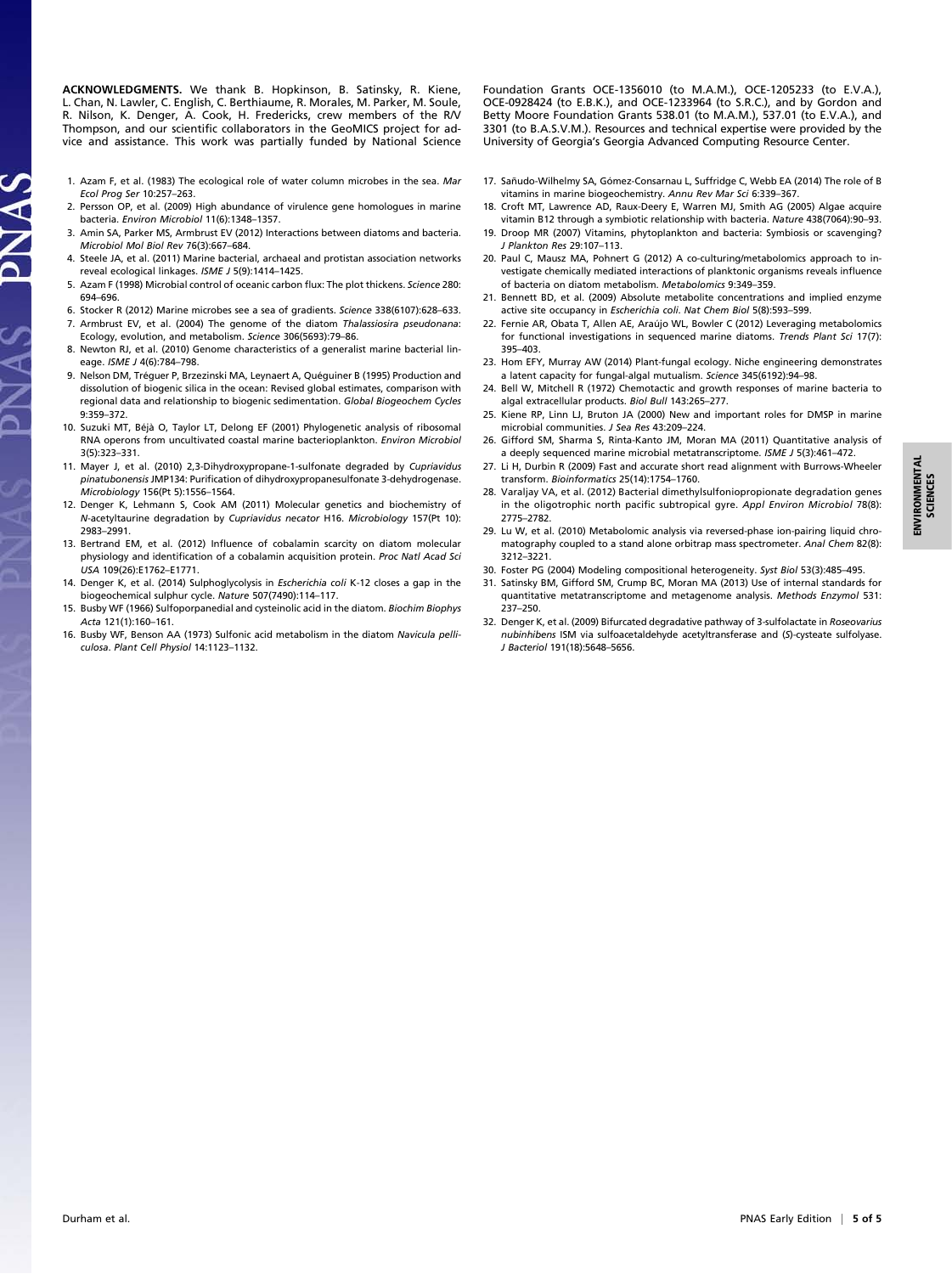**ACKNOWLEDGMENTS.** We thank B. Hopkinson, B. Satinsky, R. Kiene, L. Chan, N. Lawler, C. English, C. Berthiaume, R. Morales, M. Parker, M. Soule, R. Nilson, K. Denger, A. Cook, H. Fredericks, crew members of the R/V Thompson, and our scientific collaborators in the GeoMICS project for advice and assistance. This work was partially funded by National Science Foundation Grants OCE-1356010 (to M.A.M.), OCE-1205233 (to E.V.A.), OCE-0928424 (to E.B.K.), and OCE-1233964 (to S.R.C.), and by Gordon and Betty Moore Foundation Grants 538.01 (to M.A.M.), 537.01 (to E.V.A.), and 3301 (to B.A.S.V.M.). Resources and technical expertise were provided by the University of Georgia's Georgia Advanced Computing Resource Center.

1. Azam F, et al. (1983) The ecological role of water column microbes in the sea. *Mar Ecol Prog Ser* 10:257–263.
2. Persson OP, et al. (2009) High abundance of virulence gene homologues in marine bacteria. *Environ Microbiol* 11(6):1348–1357.
3. Amin SA, Parker MS, Armbrust EV (2012) Interactions between diatoms and bacteria. *Microbiol Mol Biol Rev* 76(3):667–684.
4. Steele JA, et al. (2011) Marine bacterial, archaeal and protistan association networks reveal ecological linkages. *ISME J* 5(9):1414–1425.
5. Azam F (1998) Microbial control of oceanic carbon flux: The plot thickens. *Science* 280: 694–696.
6. Stocker R (2012) Marine microbes see a sea of gradients. *Science* 338(6107):628–633.
7. Armbrust EV, et al. (2004) The genome of the diatom *Thalassiosira pseudonana*: Ecology, evolution, and metabolism. *Science* 306(5693):79–86.
8. Newton RJ, et al. (2010) Genome characteristics of a generalist marine bacterial lineage. *ISME J* 4(6):784–798.
9. Nelson DM, Tréguer P, Brzezinski MA, Leynaert A, Quéguiner B (1995) Production and dissolution of biogenic silica in the ocean: Revised global estimates, comparison with regional data and relationship to biogenic sedimentation. *Global Biogeochem Cycles* 9:359–372.
10. Suzuki MT, Béjà O, Taylor LT, Delong EF (2001) Phylogenetic analysis of ribosomal RNA operons from uncultivated coastal marine bacterioplankton. *Environ Microbiol* 3(5):323–331.
11. Mayer J, et al. (2010) 2,3-Dihydroxypropane-1-sulfonate degraded by *Cupriavidus pinatubonensis* JMP134: Purification of dihydroxypropanesulfonate 3-dehydrogenase. *Microbiology* 156(Pt 5):1556–1564.
12. Denger K, Lehmann S, Cook AM (2011) Molecular genetics and biochemistry of *N*-acetyltaurine degradation by *Cupriavidus necator* H16. *Microbiology* 157(Pt 10): 2983–2991.
13. Bertrand EM, et al. (2012) Influence of cobalamin scarcity on diatom molecular physiology and identification of a cobalamin acquisition protein. *Proc Natl Acad Sci USA* 109(26):E1762–E1771.
14. Denger K, et al. (2014) Sulphoglycolysis in *Escherichia coli* K-12 closes a gap in the biogeochemical sulphur cycle. *Nature* 507(7490):114–117.
15. Busby WF (1966) Sulfopropanedial and cysteinolic acid in the diatom. *Biochim Biophys Acta* 121(1):160–161.
16. Busby WF, Benson AA (1973) Sulfonic acid metabolism in the diatom *Navicula pelliculosa*. *Plant Cell Physiol* 14:1123–1132.
17. Sañudo-Wilhelmy SA, Gómez-Consarnau L, Suffridge C, Webb EA (2014) The role of B vitamins in marine biogeochemistry. *Annu Rev Mar Sci* 6:339–367.
18. Croft MT, Lawrence AD, Raux-Deery E, Warren MJ, Smith AG (2005) Algae acquire vitamin B12 through a symbiotic relationship with bacteria. *Nature* 438(7064):90–93.
19. Droop MR (2007) Vitamins, phytoplankton and bacteria: Symbiosis or scavenging? *J Plankton Res* 29:107–113.
20. Paul C, Mausz MA, Pohnert G (2012) A co-culturing/metabolomics approach to investigate chemically mediated interactions of planktonic organisms reveals influence of bacteria on diatom metabolism. *Metabolomics* 9:349–359.
21. Bennett BD, et al. (2009) Absolute metabolite concentrations and implied enzyme active site occupancy in *Escherichia coli*. *Nat Chem Biol* 5(8):593–599.
22. Fernie AR, Obata T, Allen AE, Araújo WL, Bowler C (2012) Leveraging metabolomics for functional investigations in sequenced marine diatoms. *Trends Plant Sci* 17(7): 395–403.
23. Hom EFY, Murray AW (2014) Plant-fungal ecology. Niche engineering demonstrates a latent capacity for fungal-algal mutualism. *Science* 345(6192):94–98.
24. Bell W, Mitchell R (1972) Chemotactic and growth responses of marine bacteria to algal extracellular products. *Biol Bull* 143:265–277.
25. Kiene RP, Linn LJ, Bruton JA (2000) New and important roles for DMSP in marine microbial communities. *J Sea Res* 43:209–224.
26. Gifford SM, Sharma S, Rinta-Kanto JM, Moran MA (2011) Quantitative analysis of a deeply sequenced marine microbial metatranscriptome. *ISME J* 5(3):461–472.
27. Li H, Durbin R (2009) Fast and accurate short read alignment with Burrows-Wheeler transform. *Bioinformatics* 25(14):1754–1760.
28. Varaljay VA, et al. (2012) Bacterial dimethylsulfoniopropionate degradation genes in the oligotrophic north pacific subtropical gyre. *Appl Environ Microbiol* 78(8): 2775–2782.
29. Lu W, et al. (2010) Metabolomic analysis via reversed-phase ion-pairing liquid chromatography coupled to a stand alone orbitrap mass spectrometer. *Anal Chem* 82(8): 3212–3221.
30. Foster PG (2004) Modeling compositional heterogeneity. *Syst Biol* 53(3):485–495.
31. Satinsky BM, Gifford SM, Crump BC, Moran MA (2013) Use of internal standards for quantitative metatranscriptome and metagenome analysis. *Methods Enzymol* 531: 237–250.
32. Denger K, et al. (2009) Bifurcated degradative pathway of 3-sulfolactate in *Roseovarius nubinhibens* ISM via sulfoacetaldehyde acetyltransferase and (*S*)-cysteate sulfolyase. *J Bacteriol* 191(18):5648–5656.